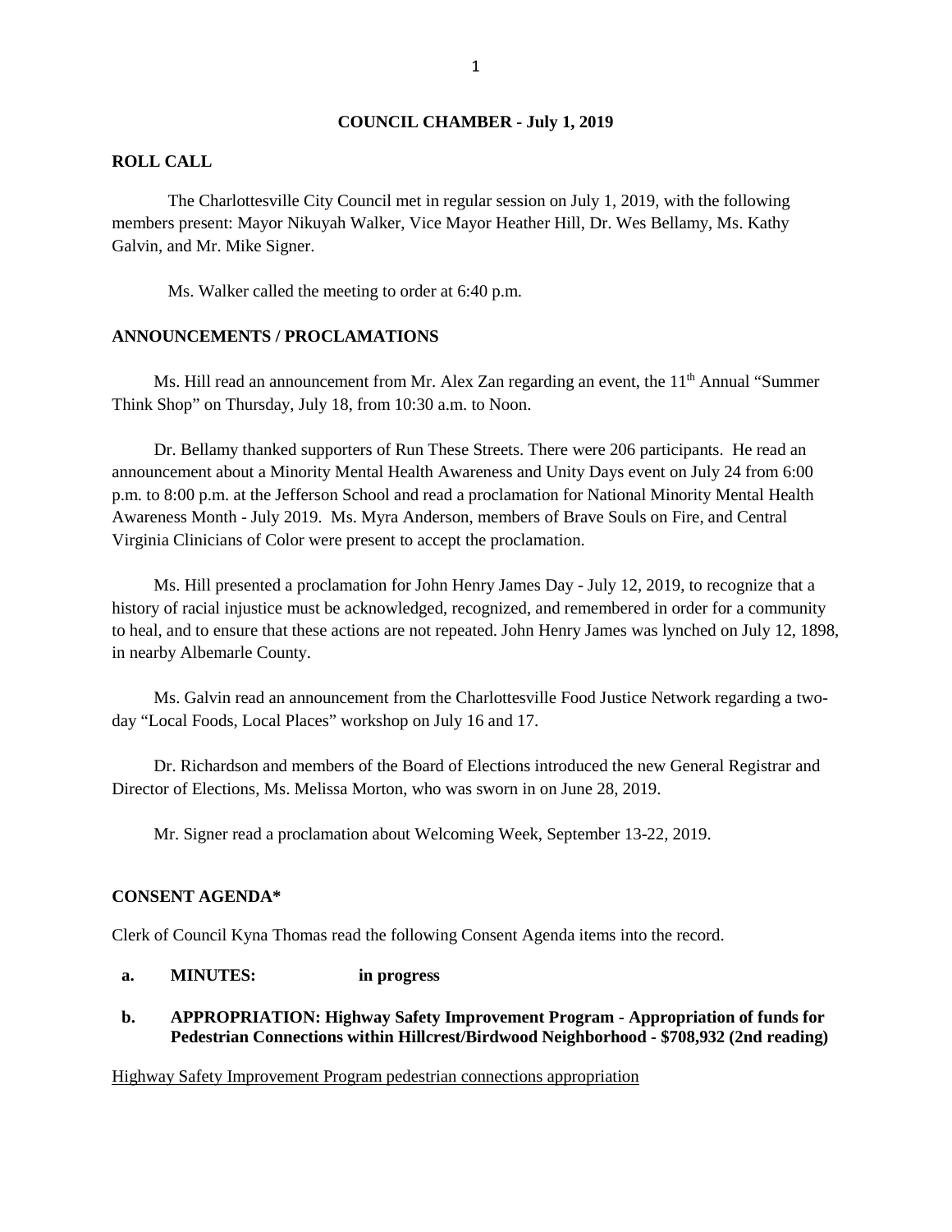# COUNCIL CHAMBER - July 1, 2019

## ROLL CALL

The Charlottesville City Council met in regular session on July 1, 2019, with the following members present: Mayor Nikuyah Walker, Vice Mayor Heather Hill, Dr. Wes Bellamy, Ms. Kathy Galvin, and Mr. Mike Signer.

Ms. Walker called the meeting to order at 6:40 p.m.

## ANNOUNCEMENTS / PROCLAMATIONS

Ms. Hill read an announcement from Mr. Alex Zan regarding an event, the 11th Annual "Summer Think Shop" on Thursday, July 18, from 10:30 a.m. to Noon.

Dr. Bellamy thanked supporters of Run These Streets. There were 206 participants. He read an announcement about a Minority Mental Health Awareness and Unity Days event on July 24 from 6:00 p.m. to 8:00 p.m. at the Jefferson School and read a proclamation for National Minority Mental Health Awareness Month - July 2019. Ms. Myra Anderson, members of Brave Souls on Fire, and Central Virginia Clinicians of Color were present to accept the proclamation.

Ms. Hill presented a proclamation for John Henry James Day - July 12, 2019, to recognize that a history of racial injustice must be acknowledged, recognized, and remembered in order for a community to heal, and to ensure that these actions are not repeated. John Henry James was lynched on July 12, 1898, in nearby Albemarle County.

Ms. Galvin read an announcement from the Charlottesville Food Justice Network regarding a two-day "Local Foods, Local Places" workshop on July 16 and 17.

Dr. Richardson and members of the Board of Elections introduced the new General Registrar and Director of Elections, Ms. Melissa Morton, who was sworn in on June 28, 2019.

Mr. Signer read a proclamation about Welcoming Week, September 13-22, 2019.

## CONSENT AGENDA*

Clerk of Council Kyna Thomas read the following Consent Agenda items into the record.

**a. MINUTES: in progress**

**b. APPROPRIATION: Highway Safety Improvement Program - Appropriation of funds for Pedestrian Connections within Hillcrest/Birdwood Neighborhood - $708,932 (2nd reading)**

Highway Safety Improvement Program pedestrian connections appropriation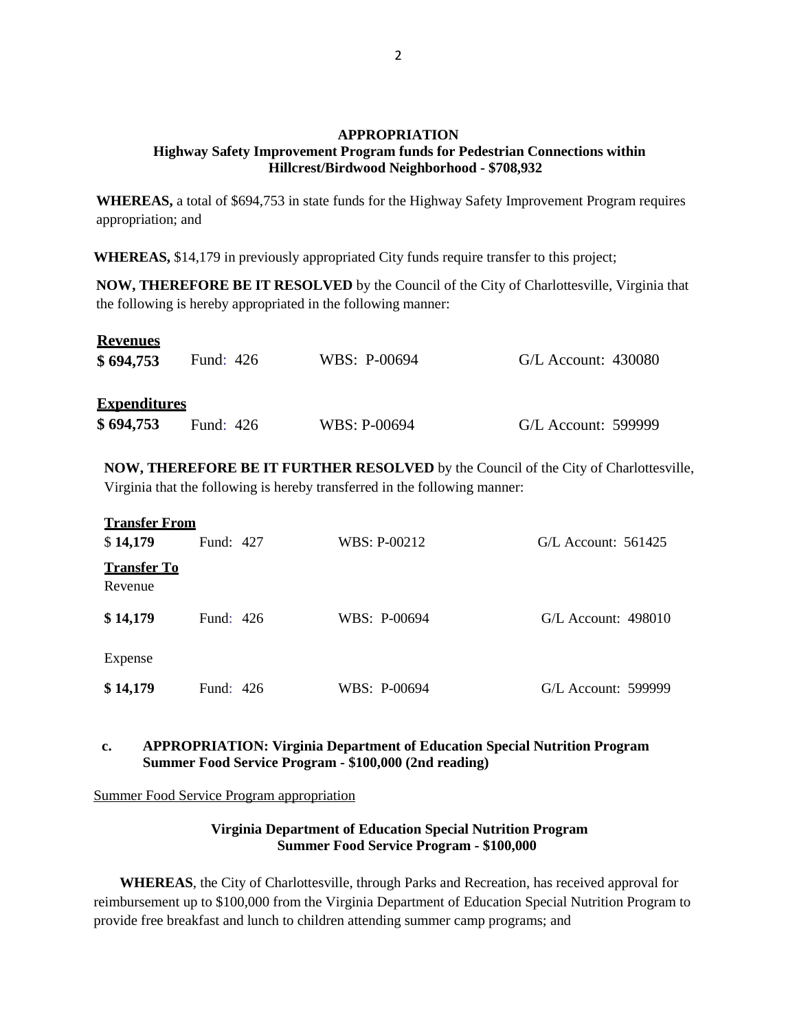**APPROPRIATION**
**Highway Safety Improvement Program funds for Pedestrian Connections within Hillcrest/Birdwood Neighborhood - $708,932**

**WHEREAS,** a total of $694,753 in state funds for the Highway Safety Improvement Program requires appropriation; and

**WHEREAS,** $14,179 in previously appropriated City funds require transfer to this project;

**NOW, THEREFORE BE IT RESOLVED** by the Council of the City of Charlottesville, Virginia that the following is hereby appropriated in the following manner:

**Revenues**

| | | | |
|---|---|---|---|
| **$ 694,753** | Fund: 426 | WBS: P-00694 | G/L Account: 430080 |

**Expenditures**

| | | | |
|---|---|---|---|
| **$ 694,753** | Fund: 426 | WBS: P-00694 | G/L Account: 599999 |

**NOW, THEREFORE BE IT FURTHER RESOLVED** by the Council of the City of Charlottesville, Virginia that the following is hereby transferred in the following manner:

**Transfer From**

| | | | |
|---|---|---|---|
| $ **14,179** | Fund: 427 | WBS: P-00212 | G/L Account: 561425 |

**Transfer To**

Revenue

| | | | |
|---|---|---|---|
| **$ 14,179** | Fund: 426 | WBS: P-00694 | G/L Account: 498010 |

Expense

| | | | |
|---|---|---|---|
| **$ 14,179** | Fund: 426 | WBS: P-00694 | G/L Account: 599999 |

**c. APPROPRIATION: Virginia Department of Education Special Nutrition Program Summer Food Service Program - $100,000 (2nd reading)**

Summer Food Service Program appropriation

**Virginia Department of Education Special Nutrition Program**
**Summer Food Service Program - $100,000**

**WHEREAS**, the City of Charlottesville, through Parks and Recreation, has received approval for reimbursement up to $100,000 from the Virginia Department of Education Special Nutrition Program to provide free breakfast and lunch to children attending summer camp programs; and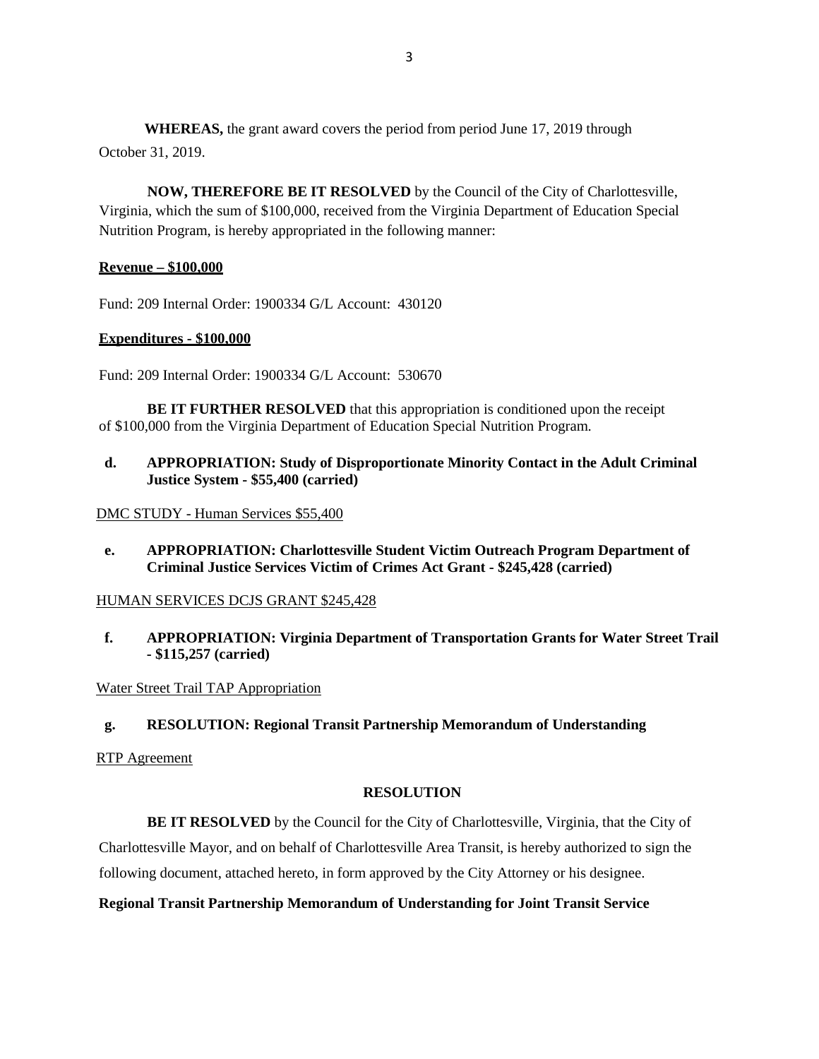**WHEREAS,** the grant award covers the period from period June 17, 2019 through October 31, 2019.

**NOW, THEREFORE BE IT RESOLVED** by the Council of the City of Charlottesville, Virginia, which the sum of $100,000, received from the Virginia Department of Education Special Nutrition Program, is hereby appropriated in the following manner:

**Revenue – $100,000**

Fund: 209 Internal Order: 1900334 G/L Account: 430120

**Expenditures - $100,000**

Fund: 209 Internal Order: 1900334 G/L Account: 530670

**BE IT FURTHER RESOLVED** that this appropriation is conditioned upon the receipt of $100,000 from the Virginia Department of Education Special Nutrition Program.

**d. APPROPRIATION: Study of Disproportionate Minority Contact in the Adult Criminal Justice System - $55,400 (carried)**

DMC STUDY - Human Services $55,400

**e. APPROPRIATION: Charlottesville Student Victim Outreach Program Department of Criminal Justice Services Victim of Crimes Act Grant - $245,428 (carried)**

HUMAN SERVICES DCJS GRANT $245,428

**f. APPROPRIATION: Virginia Department of Transportation Grants for Water Street Trail - $115,257 (carried)**

Water Street Trail TAP Appropriation

**g. RESOLUTION: Regional Transit Partnership Memorandum of Understanding**

RTP Agreement

**RESOLUTION**

**BE IT RESOLVED** by the Council for the City of Charlottesville, Virginia, that the City of Charlottesville Mayor, and on behalf of Charlottesville Area Transit, is hereby authorized to sign the following document, attached hereto, in form approved by the City Attorney or his designee.

**Regional Transit Partnership Memorandum of Understanding for Joint Transit Service**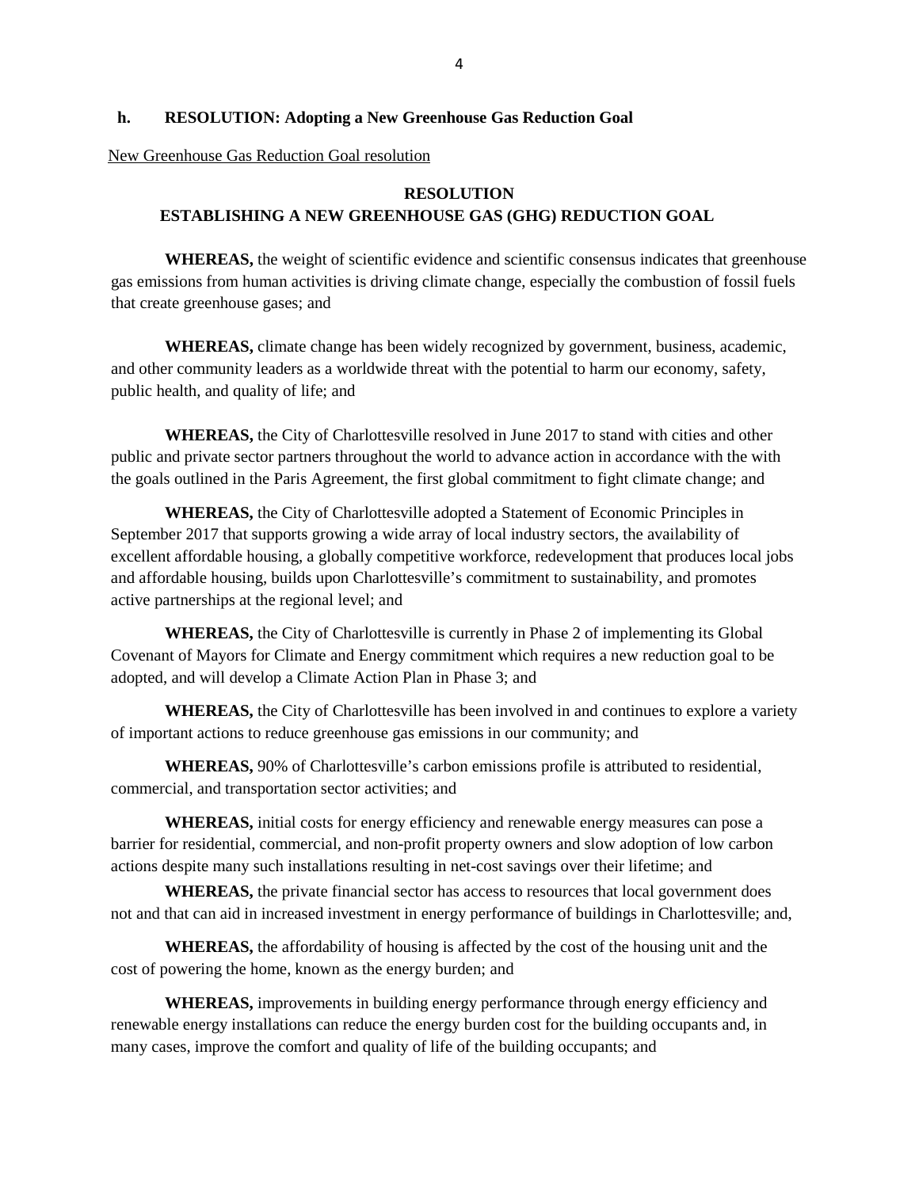**h. RESOLUTION: Adopting a New Greenhouse Gas Reduction Goal**

New Greenhouse Gas Reduction Goal resolution

**RESOLUTION**
**ESTABLISHING A NEW GREENHOUSE GAS (GHG) REDUCTION GOAL**

**WHEREAS,** the weight of scientific evidence and scientific consensus indicates that greenhouse gas emissions from human activities is driving climate change, especially the combustion of fossil fuels that create greenhouse gases; and

**WHEREAS,** climate change has been widely recognized by government, business, academic, and other community leaders as a worldwide threat with the potential to harm our economy, safety, public health, and quality of life; and

**WHEREAS,** the City of Charlottesville resolved in June 2017 to stand with cities and other public and private sector partners throughout the world to advance action in accordance with the with the goals outlined in the Paris Agreement, the first global commitment to fight climate change; and

**WHEREAS,** the City of Charlottesville adopted a Statement of Economic Principles in September 2017 that supports growing a wide array of local industry sectors, the availability of excellent affordable housing, a globally competitive workforce, redevelopment that produces local jobs and affordable housing, builds upon Charlottesville's commitment to sustainability, and promotes active partnerships at the regional level; and

**WHEREAS,** the City of Charlottesville is currently in Phase 2 of implementing its Global Covenant of Mayors for Climate and Energy commitment which requires a new reduction goal to be adopted, and will develop a Climate Action Plan in Phase 3; and

**WHEREAS,** the City of Charlottesville has been involved in and continues to explore a variety of important actions to reduce greenhouse gas emissions in our community; and

**WHEREAS,** 90% of Charlottesville's carbon emissions profile is attributed to residential, commercial, and transportation sector activities; and

**WHEREAS,** initial costs for energy efficiency and renewable energy measures can pose a barrier for residential, commercial, and non-profit property owners and slow adoption of low carbon actions despite many such installations resulting in net-cost savings over their lifetime; and

**WHEREAS,** the private financial sector has access to resources that local government does not and that can aid in increased investment in energy performance of buildings in Charlottesville; and,

**WHEREAS,** the affordability of housing is affected by the cost of the housing unit and the cost of powering the home, known as the energy burden; and

**WHEREAS,** improvements in building energy performance through energy efficiency and renewable energy installations can reduce the energy burden cost for the building occupants and, in many cases, improve the comfort and quality of life of the building occupants; and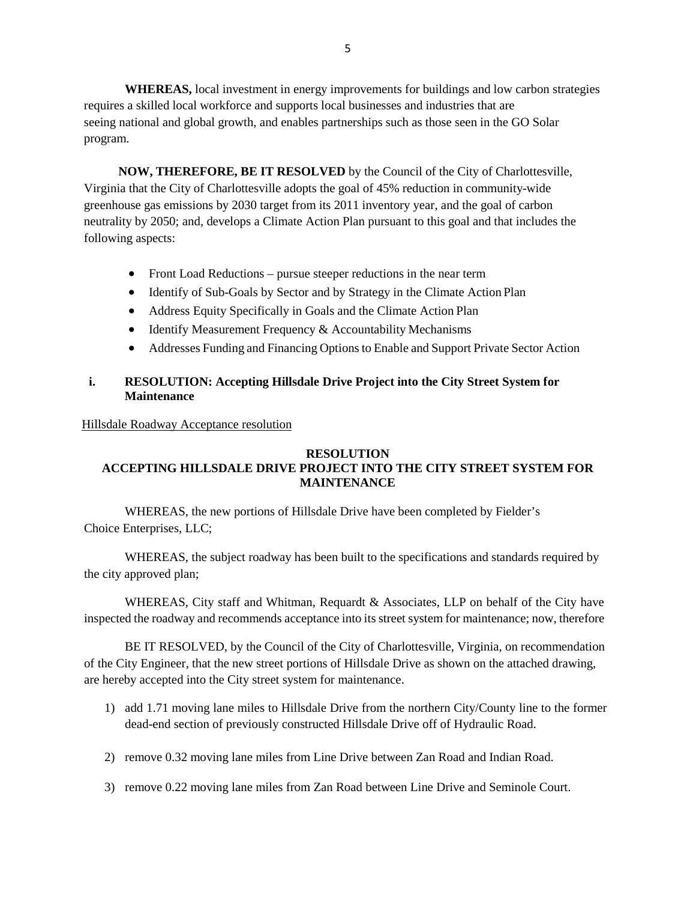**WHEREAS,** local investment in energy improvements for buildings and low carbon strategies requires a skilled local workforce and supports local businesses and industries that are seeing national and global growth, and enables partnerships such as those seen in the GO Solar program.

**NOW, THEREFORE, BE IT RESOLVED** by the Council of the City of Charlottesville, Virginia that the City of Charlottesville adopts the goal of 45% reduction in community-wide greenhouse gas emissions by 2030 target from its 2011 inventory year, and the goal of carbon neutrality by 2050; and, develops a Climate Action Plan pursuant to this goal and that includes the following aspects:

- Front Load Reductions – pursue steeper reductions in the near term
- Identify of Sub-Goals by Sector and by Strategy in the Climate Action Plan
- Address Equity Specifically in Goals and the Climate Action Plan
- Identify Measurement Frequency & Accountability Mechanisms
- Addresses Funding and Financing Options to Enable and Support Private Sector Action

**i. RESOLUTION: Accepting Hillsdale Drive Project into the City Street System for Maintenance**

Hillsdale Roadway Acceptance resolution

**RESOLUTION**
**ACCEPTING HILLSDALE DRIVE PROJECT INTO THE CITY STREET SYSTEM FOR MAINTENANCE**

WHEREAS, the new portions of Hillsdale Drive have been completed by Fielder's Choice Enterprises, LLC;

WHEREAS, the subject roadway has been built to the specifications and standards required by the city approved plan;

WHEREAS, City staff and Whitman, Requardt & Associates, LLP on behalf of the City have inspected the roadway and recommends acceptance into its street system for maintenance; now, therefore

BE IT RESOLVED, by the Council of the City of Charlottesville, Virginia, on recommendation of the City Engineer, that the new street portions of Hillsdale Drive as shown on the attached drawing, are hereby accepted into the City street system for maintenance.

1) add 1.71 moving lane miles to Hillsdale Drive from the northern City/County line to the former dead-end section of previously constructed Hillsdale Drive off of Hydraulic Road.

2) remove 0.32 moving lane miles from Line Drive between Zan Road and Indian Road.

3) remove 0.22 moving lane miles from Zan Road between Line Drive and Seminole Court.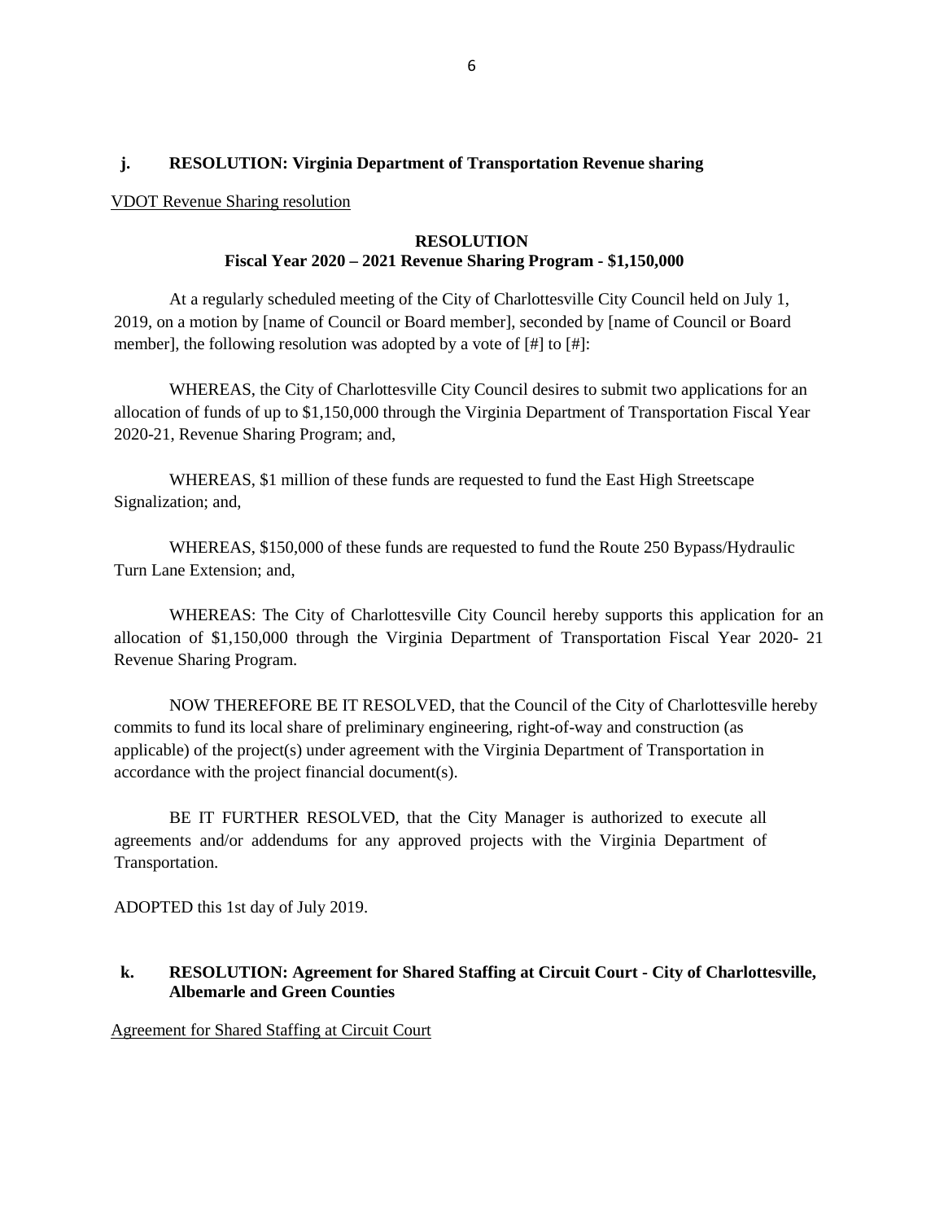**j. RESOLUTION: Virginia Department of Transportation Revenue sharing**

VDOT Revenue Sharing resolution

**RESOLUTION**
**Fiscal Year 2020 – 2021 Revenue Sharing Program - $1,150,000**

At a regularly scheduled meeting of the City of Charlottesville City Council held on July 1, 2019, on a motion by [name of Council or Board member], seconded by [name of Council or Board member], the following resolution was adopted by a vote of [#] to [#]:

WHEREAS, the City of Charlottesville City Council desires to submit two applications for an allocation of funds of up to $1,150,000 through the Virginia Department of Transportation Fiscal Year 2020-21, Revenue Sharing Program; and,

WHEREAS, $1 million of these funds are requested to fund the East High Streetscape Signalization; and,

WHEREAS, $150,000 of these funds are requested to fund the Route 250 Bypass/Hydraulic Turn Lane Extension; and,

WHEREAS: The City of Charlottesville City Council hereby supports this application for an allocation of $1,150,000 through the Virginia Department of Transportation Fiscal Year 2020- 21 Revenue Sharing Program.

NOW THEREFORE BE IT RESOLVED, that the Council of the City of Charlottesville hereby commits to fund its local share of preliminary engineering, right-of-way and construction (as applicable) of the project(s) under agreement with the Virginia Department of Transportation in accordance with the project financial document(s).

BE IT FURTHER RESOLVED, that the City Manager is authorized to execute all agreements and/or addendums for any approved projects with the Virginia Department of Transportation.

ADOPTED this 1st day of July 2019.

**k. RESOLUTION: Agreement for Shared Staffing at Circuit Court - City of Charlottesville, Albemarle and Green Counties**

Agreement for Shared Staffing at Circuit Court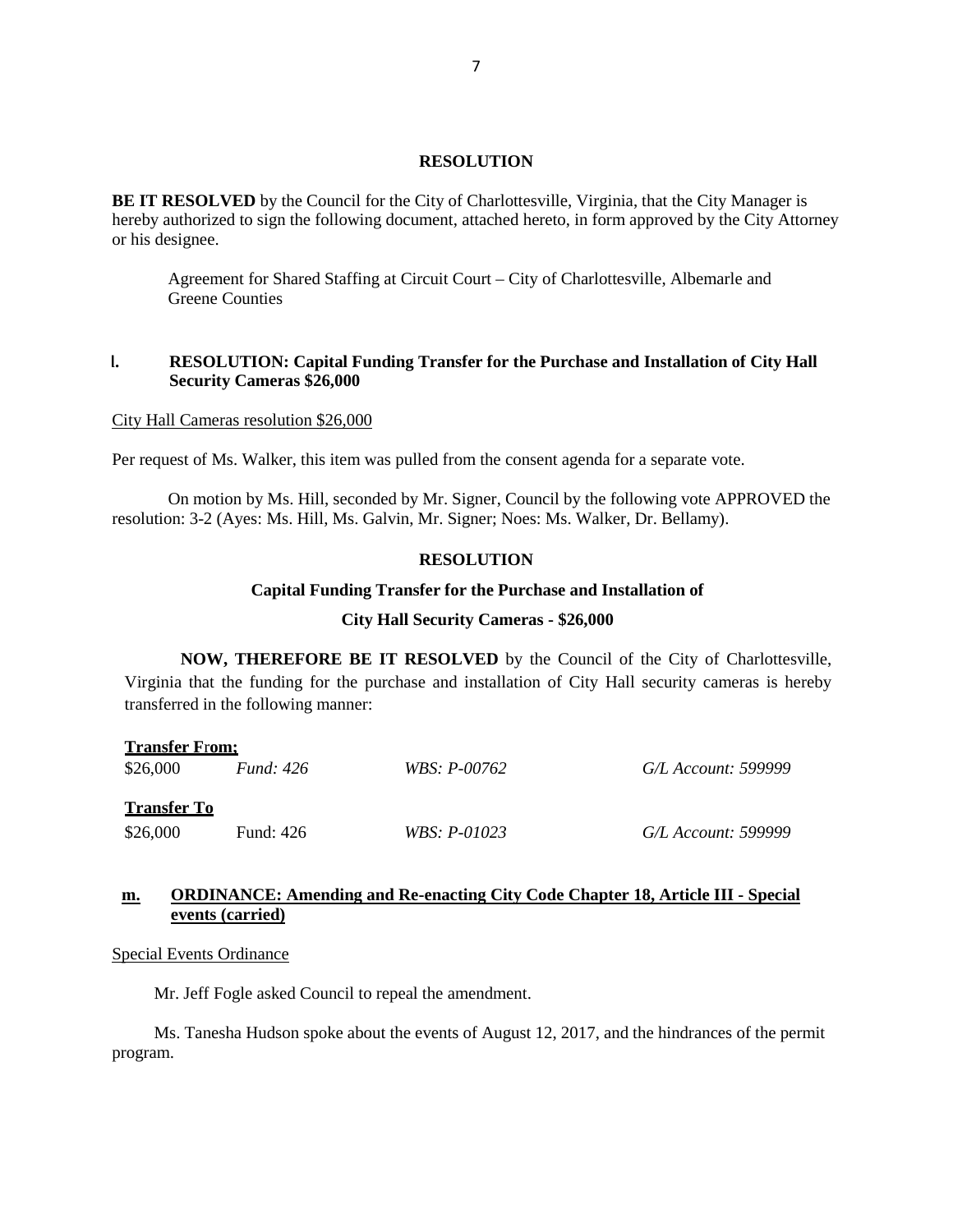**RESOLUTION**

**BE IT RESOLVED** by the Council for the City of Charlottesville, Virginia, that the City Manager is hereby authorized to sign the following document, attached hereto, in form approved by the City Attorney or his designee.

> Agreement for Shared Staffing at Circuit Court – City of Charlottesville, Albemarle and Greene Counties

**l. RESOLUTION: Capital Funding Transfer for the Purchase and Installation of City Hall Security Cameras $26,000**

City Hall Cameras resolution $26,000

Per request of Ms. Walker, this item was pulled from the consent agenda for a separate vote.

On motion by Ms. Hill, seconded by Mr. Signer, Council by the following vote APPROVED the resolution: 3-2 (Ayes: Ms. Hill, Ms. Galvin, Mr. Signer; Noes: Ms. Walker, Dr. Bellamy).

**RESOLUTION**

**Capital Funding Transfer for the Purchase and Installation of**

**City Hall Security Cameras - $26,000**

**NOW, THEREFORE BE IT RESOLVED** by the Council of the City of Charlottesville, Virginia that the funding for the purchase and installation of City Hall security cameras is hereby transferred in the following manner:

**Transfer From;**

| $26,000 | *Fund: 426* | *WBS: P-00762* | *G/L Account: 599999* |
|---|---|---|---|

**Transfer To**

| $26,000 | Fund: 426 | *WBS: P-01023* | *G/L Account: 599999* |
|---|---|---|---|

**m. ORDINANCE: Amending and Re-enacting City Code Chapter 18, Article III - Special events (carried)**

Special Events Ordinance

Mr. Jeff Fogle asked Council to repeal the amendment.

Ms. Tanesha Hudson spoke about the events of August 12, 2017, and the hindrances of the permit program.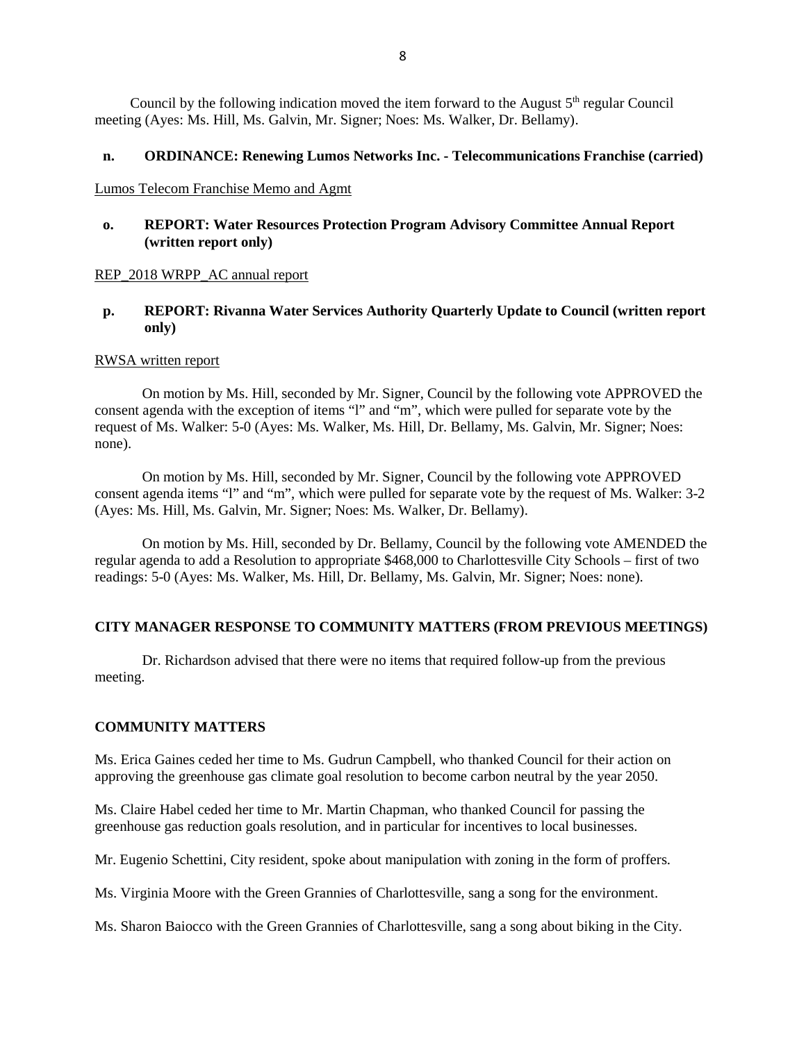Council by the following indication moved the item forward to the August 5th regular Council meeting (Ayes: Ms. Hill, Ms. Galvin, Mr. Signer; Noes: Ms. Walker, Dr. Bellamy).

**n. ORDINANCE: Renewing Lumos Networks Inc. - Telecommunications Franchise (carried)**

Lumos Telecom Franchise Memo and Agmt

**o. REPORT: Water Resources Protection Program Advisory Committee Annual Report (written report only)**

REP_2018 WRPP_AC annual report

**p. REPORT: Rivanna Water Services Authority Quarterly Update to Council (written report only)**

RWSA written report

On motion by Ms. Hill, seconded by Mr. Signer, Council by the following vote APPROVED the consent agenda with the exception of items "l" and "m", which were pulled for separate vote by the request of Ms. Walker: 5-0 (Ayes: Ms. Walker, Ms. Hill, Dr. Bellamy, Ms. Galvin, Mr. Signer; Noes: none).

On motion by Ms. Hill, seconded by Mr. Signer, Council by the following vote APPROVED consent agenda items "l" and "m", which were pulled for separate vote by the request of Ms. Walker: 3-2 (Ayes: Ms. Hill, Ms. Galvin, Mr. Signer; Noes: Ms. Walker, Dr. Bellamy).

On motion by Ms. Hill, seconded by Dr. Bellamy, Council by the following vote AMENDED the regular agenda to add a Resolution to appropriate $468,000 to Charlottesville City Schools – first of two readings: 5-0 (Ayes: Ms. Walker, Ms. Hill, Dr. Bellamy, Ms. Galvin, Mr. Signer; Noes: none).

**CITY MANAGER RESPONSE TO COMMUNITY MATTERS (FROM PREVIOUS MEETINGS)**

Dr. Richardson advised that there were no items that required follow-up from the previous meeting.

**COMMUNITY MATTERS**

Ms. Erica Gaines ceded her time to Ms. Gudrun Campbell, who thanked Council for their action on approving the greenhouse gas climate goal resolution to become carbon neutral by the year 2050.

Ms. Claire Habel ceded her time to Mr. Martin Chapman, who thanked Council for passing the greenhouse gas reduction goals resolution, and in particular for incentives to local businesses.

Mr. Eugenio Schettini, City resident, spoke about manipulation with zoning in the form of proffers.

Ms. Virginia Moore with the Green Grannies of Charlottesville, sang a song for the environment.

Ms. Sharon Baiocco with the Green Grannies of Charlottesville, sang a song about biking in the City.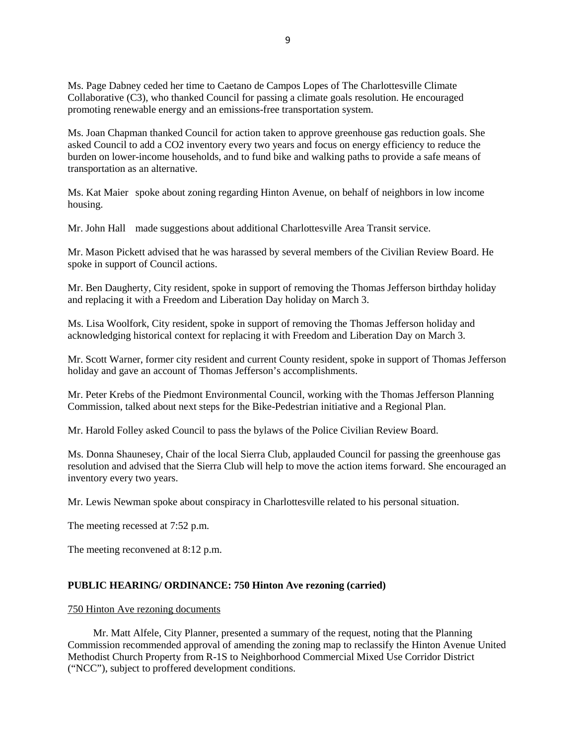Ms. Page Dabney ceded her time to Caetano de Campos Lopes of The Charlottesville Climate Collaborative (C3), who thanked Council for passing a climate goals resolution. He encouraged promoting renewable energy and an emissions-free transportation system.

Ms. Joan Chapman thanked Council for action taken to approve greenhouse gas reduction goals. She asked Council to add a $CO_2$ inventory every two years and focus on energy efficiency to reduce the burden on lower-income households, and to fund bike and walking paths to provide a safe means of transportation as an alternative.

Ms. Kat Maier spoke about zoning regarding Hinton Avenue, on behalf of neighbors in low income housing.

Mr. John Hall made suggestions about additional Charlottesville Area Transit service.

Mr. Mason Pickett advised that he was harassed by several members of the Civilian Review Board. He spoke in support of Council actions.

Mr. Ben Daugherty, City resident, spoke in support of removing the Thomas Jefferson birthday holiday and replacing it with a Freedom and Liberation Day holiday on March 3.

Ms. Lisa Woolfork, City resident, spoke in support of removing the Thomas Jefferson holiday and acknowledging historical context for replacing it with Freedom and Liberation Day on March 3.

Mr. Scott Warner, former city resident and current County resident, spoke in support of Thomas Jefferson holiday and gave an account of Thomas Jefferson's accomplishments.

Mr. Peter Krebs of the Piedmont Environmental Council, working with the Thomas Jefferson Planning Commission, talked about next steps for the Bike-Pedestrian initiative and a Regional Plan.

Mr. Harold Folley asked Council to pass the bylaws of the Police Civilian Review Board.

Ms. Donna Shaunesey, Chair of the local Sierra Club, applauded Council for passing the greenhouse gas resolution and advised that the Sierra Club will help to move the action items forward. She encouraged an inventory every two years.

Mr. Lewis Newman spoke about conspiracy in Charlottesville related to his personal situation.

The meeting recessed at 7:52 p.m.

The meeting reconvened at 8:12 p.m.

**PUBLIC HEARING/ ORDINANCE: 750 Hinton Ave rezoning (carried)**

750 Hinton Ave rezoning documents

Mr. Matt Alfele, City Planner, presented a summary of the request, noting that the Planning Commission recommended approval of amending the zoning map to reclassify the Hinton Avenue United Methodist Church Property from R-1S to Neighborhood Commercial Mixed Use Corridor District ("NCC"), subject to proffered development conditions.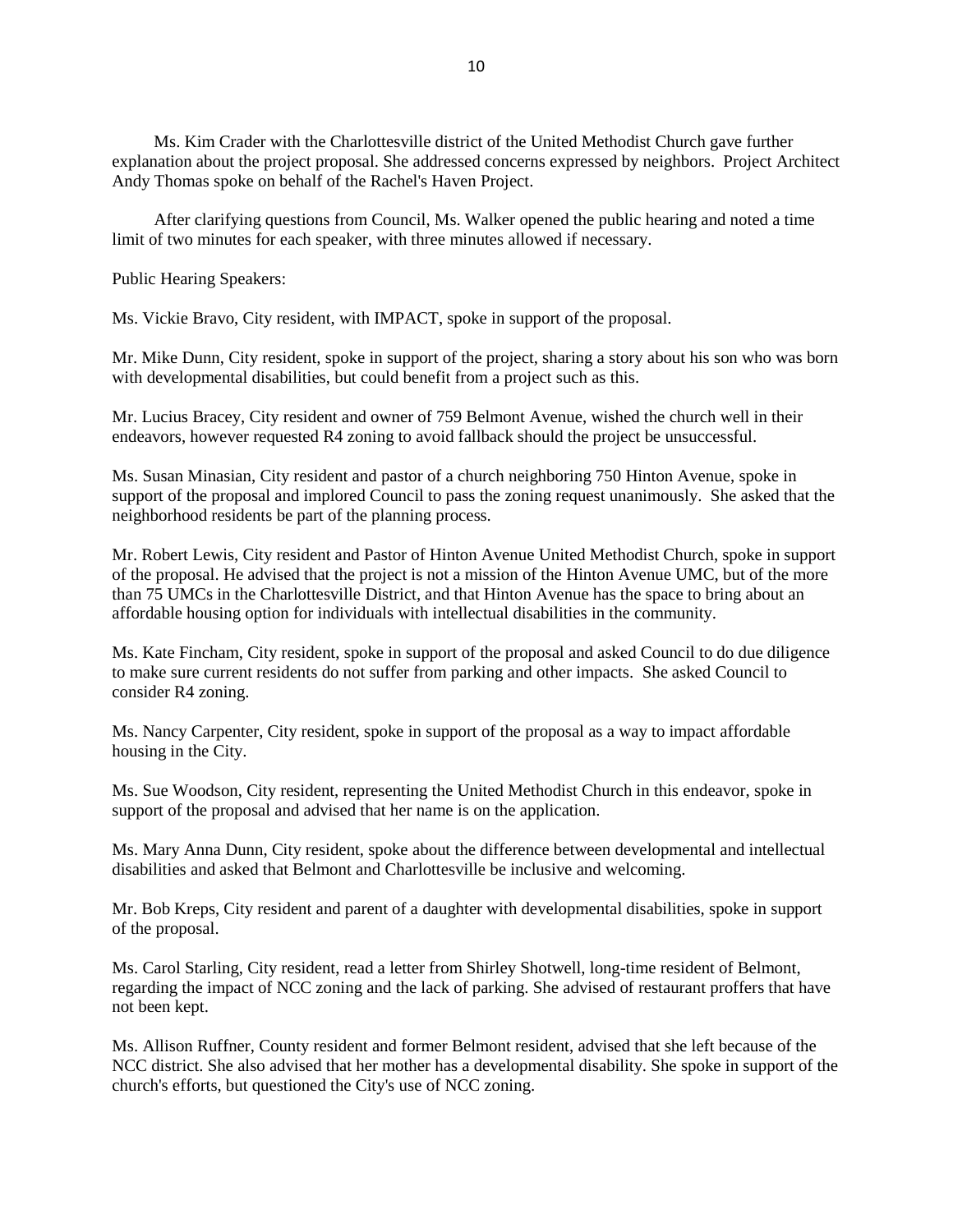Ms. Kim Crader with the Charlottesville district of the United Methodist Church gave further explanation about the project proposal. She addressed concerns expressed by neighbors. Project Architect Andy Thomas spoke on behalf of the Rachel's Haven Project.

After clarifying questions from Council, Ms. Walker opened the public hearing and noted a time limit of two minutes for each speaker, with three minutes allowed if necessary.

Public Hearing Speakers:

Ms. Vickie Bravo, City resident, with IMPACT, spoke in support of the proposal.

Mr. Mike Dunn, City resident, spoke in support of the project, sharing a story about his son who was born with developmental disabilities, but could benefit from a project such as this.

Mr. Lucius Bracey, City resident and owner of 759 Belmont Avenue, wished the church well in their endeavors, however requested R4 zoning to avoid fallback should the project be unsuccessful.

Ms. Susan Minasian, City resident and pastor of a church neighboring 750 Hinton Avenue, spoke in support of the proposal and implored Council to pass the zoning request unanimously. She asked that the neighborhood residents be part of the planning process.

Mr. Robert Lewis, City resident and Pastor of Hinton Avenue United Methodist Church, spoke in support of the proposal. He advised that the project is not a mission of the Hinton Avenue UMC, but of the more than 75 UMCs in the Charlottesville District, and that Hinton Avenue has the space to bring about an affordable housing option for individuals with intellectual disabilities in the community.

Ms. Kate Fincham, City resident, spoke in support of the proposal and asked Council to do due diligence to make sure current residents do not suffer from parking and other impacts. She asked Council to consider R4 zoning.

Ms. Nancy Carpenter, City resident, spoke in support of the proposal as a way to impact affordable housing in the City.

Ms. Sue Woodson, City resident, representing the United Methodist Church in this endeavor, spoke in support of the proposal and advised that her name is on the application.

Ms. Mary Anna Dunn, City resident, spoke about the difference between developmental and intellectual disabilities and asked that Belmont and Charlottesville be inclusive and welcoming.

Mr. Bob Kreps, City resident and parent of a daughter with developmental disabilities, spoke in support of the proposal.

Ms. Carol Starling, City resident, read a letter from Shirley Shotwell, long-time resident of Belmont, regarding the impact of NCC zoning and the lack of parking. She advised of restaurant proffers that have not been kept.

Ms. Allison Ruffner, County resident and former Belmont resident, advised that she left because of the NCC district. She also advised that her mother has a developmental disability. She spoke in support of the church's efforts, but questioned the City's use of NCC zoning.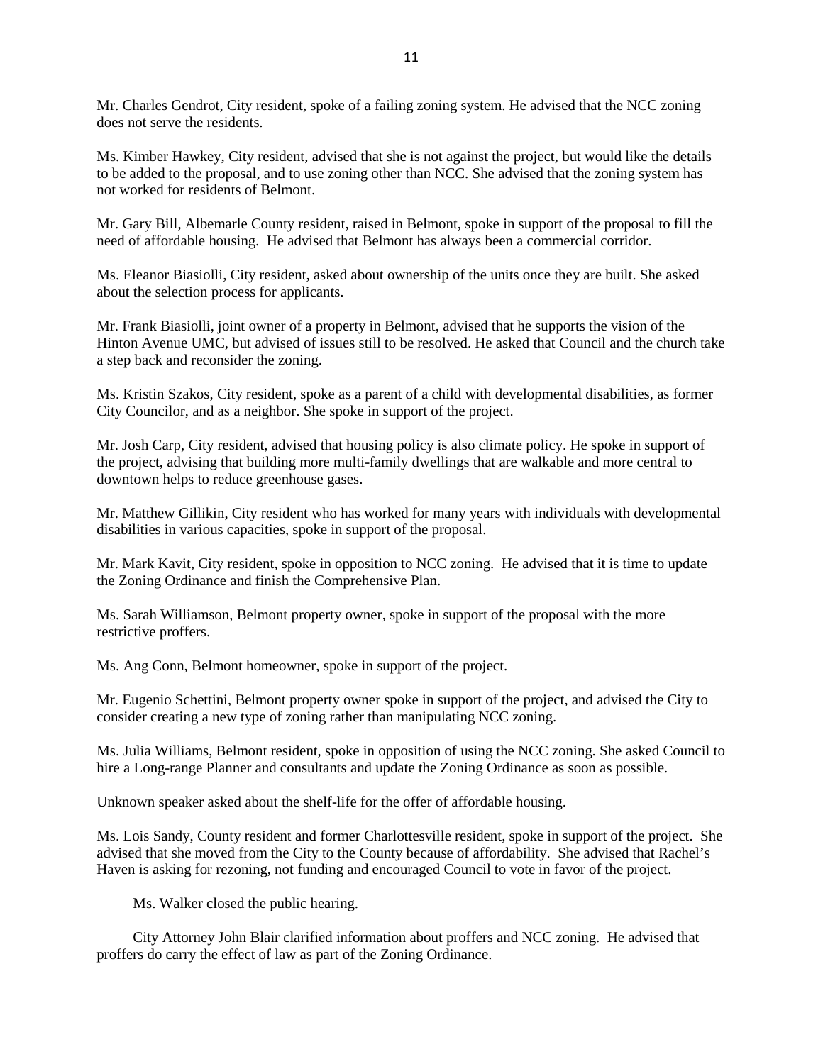Mr. Charles Gendrot, City resident, spoke of a failing zoning system. He advised that the NCC zoning does not serve the residents.

Ms. Kimber Hawkey, City resident, advised that she is not against the project, but would like the details to be added to the proposal, and to use zoning other than NCC. She advised that the zoning system has not worked for residents of Belmont.

Mr. Gary Bill, Albemarle County resident, raised in Belmont, spoke in support of the proposal to fill the need of affordable housing. He advised that Belmont has always been a commercial corridor.

Ms. Eleanor Biasiolli, City resident, asked about ownership of the units once they are built. She asked about the selection process for applicants.

Mr. Frank Biasiolli, joint owner of a property in Belmont, advised that he supports the vision of the Hinton Avenue UMC, but advised of issues still to be resolved. He asked that Council and the church take a step back and reconsider the zoning.

Ms. Kristin Szakos, City resident, spoke as a parent of a child with developmental disabilities, as former City Councilor, and as a neighbor. She spoke in support of the project.

Mr. Josh Carp, City resident, advised that housing policy is also climate policy. He spoke in support of the project, advising that building more multi-family dwellings that are walkable and more central to downtown helps to reduce greenhouse gases.

Mr. Matthew Gillikin, City resident who has worked for many years with individuals with developmental disabilities in various capacities, spoke in support of the proposal.

Mr. Mark Kavit, City resident, spoke in opposition to NCC zoning. He advised that it is time to update the Zoning Ordinance and finish the Comprehensive Plan.

Ms. Sarah Williamson, Belmont property owner, spoke in support of the proposal with the more restrictive proffers.

Ms. Ang Conn, Belmont homeowner, spoke in support of the project.

Mr. Eugenio Schettini, Belmont property owner spoke in support of the project, and advised the City to consider creating a new type of zoning rather than manipulating NCC zoning.

Ms. Julia Williams, Belmont resident, spoke in opposition of using the NCC zoning. She asked Council to hire a Long-range Planner and consultants and update the Zoning Ordinance as soon as possible.

Unknown speaker asked about the shelf-life for the offer of affordable housing.

Ms. Lois Sandy, County resident and former Charlottesville resident, spoke in support of the project. She advised that she moved from the City to the County because of affordability. She advised that Rachel's Haven is asking for rezoning, not funding and encouraged Council to vote in favor of the project.

Ms. Walker closed the public hearing.

City Attorney John Blair clarified information about proffers and NCC zoning. He advised that proffers do carry the effect of law as part of the Zoning Ordinance.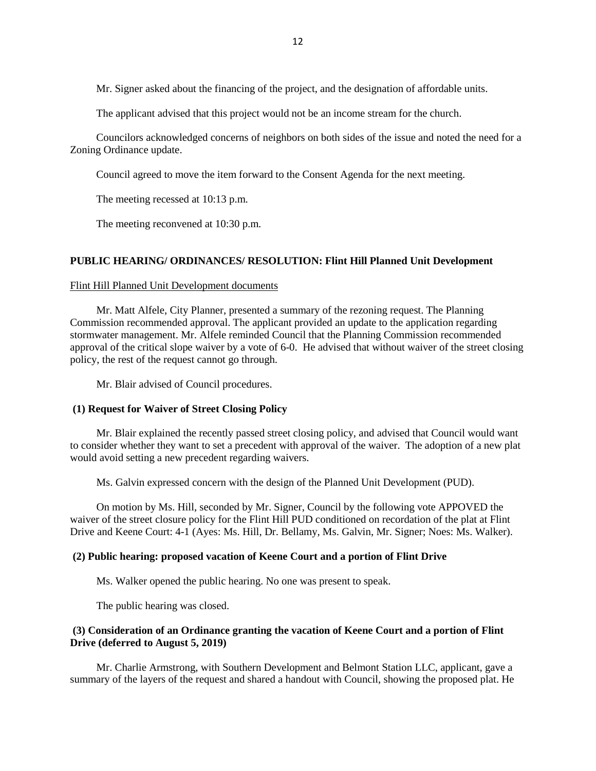Mr. Signer asked about the financing of the project, and the designation of affordable units.

The applicant advised that this project would not be an income stream for the church.

Councilors acknowledged concerns of neighbors on both sides of the issue and noted the need for a Zoning Ordinance update.

Council agreed to move the item forward to the Consent Agenda for the next meeting.

The meeting recessed at 10:13 p.m.

The meeting reconvened at 10:30 p.m.

**PUBLIC HEARING/ ORDINANCES/ RESOLUTION: Flint Hill Planned Unit Development**

Flint Hill Planned Unit Development documents

Mr. Matt Alfele, City Planner, presented a summary of the rezoning request. The Planning Commission recommended approval. The applicant provided an update to the application regarding stormwater management. Mr. Alfele reminded Council that the Planning Commission recommended approval of the critical slope waiver by a vote of 6-0. He advised that without waiver of the street closing policy, the rest of the request cannot go through.

Mr. Blair advised of Council procedures.

**(1) Request for Waiver of Street Closing Policy**

Mr. Blair explained the recently passed street closing policy, and advised that Council would want to consider whether they want to set a precedent with approval of the waiver. The adoption of a new plat would avoid setting a new precedent regarding waivers.

Ms. Galvin expressed concern with the design of the Planned Unit Development (PUD).

On motion by Ms. Hill, seconded by Mr. Signer, Council by the following vote APPOVED the waiver of the street closure policy for the Flint Hill PUD conditioned on recordation of the plat at Flint Drive and Keene Court: 4-1 (Ayes: Ms. Hill, Dr. Bellamy, Ms. Galvin, Mr. Signer; Noes: Ms. Walker).

**(2) Public hearing: proposed vacation of Keene Court and a portion of Flint Drive**

Ms. Walker opened the public hearing. No one was present to speak.

The public hearing was closed.

**(3) Consideration of an Ordinance granting the vacation of Keene Court and a portion of Flint Drive (deferred to August 5, 2019)**

Mr. Charlie Armstrong, with Southern Development and Belmont Station LLC, applicant, gave a summary of the layers of the request and shared a handout with Council, showing the proposed plat. He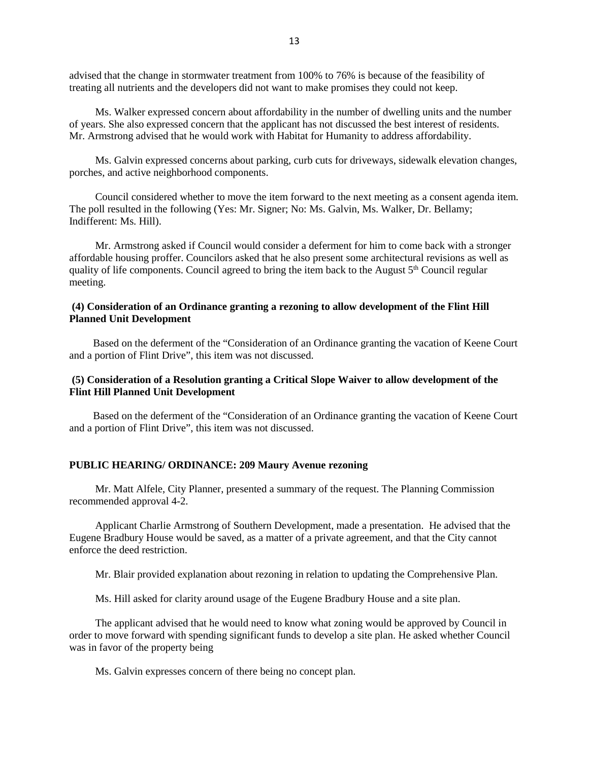advised that the change in stormwater treatment from 100% to 76% is because of the feasibility of treating all nutrients and the developers did not want to make promises they could not keep.

Ms. Walker expressed concern about affordability in the number of dwelling units and the number of years. She also expressed concern that the applicant has not discussed the best interest of residents. Mr. Armstrong advised that he would work with Habitat for Humanity to address affordability.

Ms. Galvin expressed concerns about parking, curb cuts for driveways, sidewalk elevation changes, porches, and active neighborhood components.

Council considered whether to move the item forward to the next meeting as a consent agenda item. The poll resulted in the following (Yes: Mr. Signer; No: Ms. Galvin, Ms. Walker, Dr. Bellamy; Indifferent: Ms. Hill).

Mr. Armstrong asked if Council would consider a deferment for him to come back with a stronger affordable housing proffer. Councilors asked that he also present some architectural revisions as well as quality of life components. Council agreed to bring the item back to the August 5th Council regular meeting.

**(4) Consideration of an Ordinance granting a rezoning to allow development of the Flint Hill Planned Unit Development**

Based on the deferment of the "Consideration of an Ordinance granting the vacation of Keene Court and a portion of Flint Drive", this item was not discussed.

**(5) Consideration of a Resolution granting a Critical Slope Waiver to allow development of the Flint Hill Planned Unit Development**

Based on the deferment of the "Consideration of an Ordinance granting the vacation of Keene Court and a portion of Flint Drive", this item was not discussed.

**PUBLIC HEARING/ ORDINANCE: 209 Maury Avenue rezoning**

Mr. Matt Alfele, City Planner, presented a summary of the request. The Planning Commission recommended approval 4-2.

Applicant Charlie Armstrong of Southern Development, made a presentation. He advised that the Eugene Bradbury House would be saved, as a matter of a private agreement, and that the City cannot enforce the deed restriction.

Mr. Blair provided explanation about rezoning in relation to updating the Comprehensive Plan.

Ms. Hill asked for clarity around usage of the Eugene Bradbury House and a site plan.

The applicant advised that he would need to know what zoning would be approved by Council in order to move forward with spending significant funds to develop a site plan. He asked whether Council was in favor of the property being

Ms. Galvin expresses concern of there being no concept plan.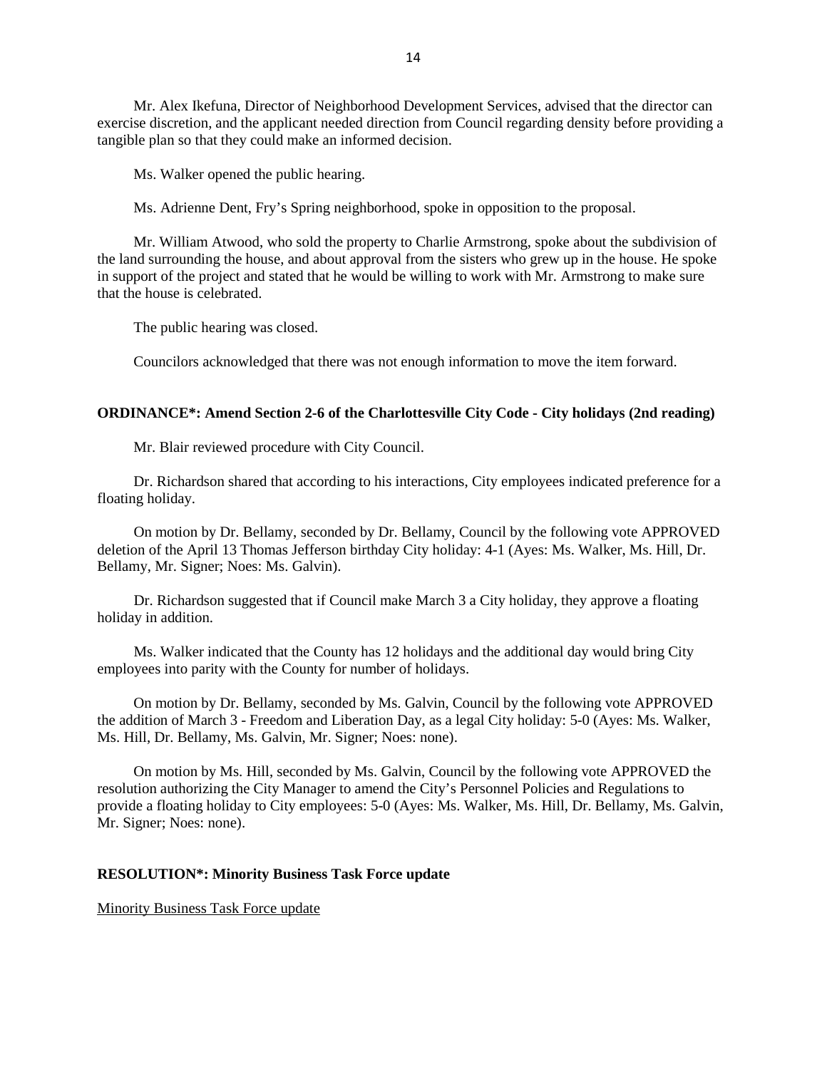Mr. Alex Ikefuna, Director of Neighborhood Development Services, advised that the director can exercise discretion, and the applicant needed direction from Council regarding density before providing a tangible plan so that they could make an informed decision.

Ms. Walker opened the public hearing.

Ms. Adrienne Dent, Fry's Spring neighborhood, spoke in opposition to the proposal.

Mr. William Atwood, who sold the property to Charlie Armstrong, spoke about the subdivision of the land surrounding the house, and about approval from the sisters who grew up in the house. He spoke in support of the project and stated that he would be willing to work with Mr. Armstrong to make sure that the house is celebrated.

The public hearing was closed.

Councilors acknowledged that there was not enough information to move the item forward.

**ORDINANCE*: Amend Section 2-6 of the Charlottesville City Code - City holidays (2nd reading)**

Mr. Blair reviewed procedure with City Council.

Dr. Richardson shared that according to his interactions, City employees indicated preference for a floating holiday.

On motion by Dr. Bellamy, seconded by Dr. Bellamy, Council by the following vote APPROVED deletion of the April 13 Thomas Jefferson birthday City holiday: 4-1 (Ayes: Ms. Walker, Ms. Hill, Dr. Bellamy, Mr. Signer; Noes: Ms. Galvin).

Dr. Richardson suggested that if Council make March 3 a City holiday, they approve a floating holiday in addition.

Ms. Walker indicated that the County has 12 holidays and the additional day would bring City employees into parity with the County for number of holidays.

On motion by Dr. Bellamy, seconded by Ms. Galvin, Council by the following vote APPROVED the addition of March 3 - Freedom and Liberation Day, as a legal City holiday: 5-0 (Ayes: Ms. Walker, Ms. Hill, Dr. Bellamy, Ms. Galvin, Mr. Signer; Noes: none).

On motion by Ms. Hill, seconded by Ms. Galvin, Council by the following vote APPROVED the resolution authorizing the City Manager to amend the City's Personnel Policies and Regulations to provide a floating holiday to City employees: 5-0 (Ayes: Ms. Walker, Ms. Hill, Dr. Bellamy, Ms. Galvin, Mr. Signer; Noes: none).

**RESOLUTION*: Minority Business Task Force update**

Minority Business Task Force update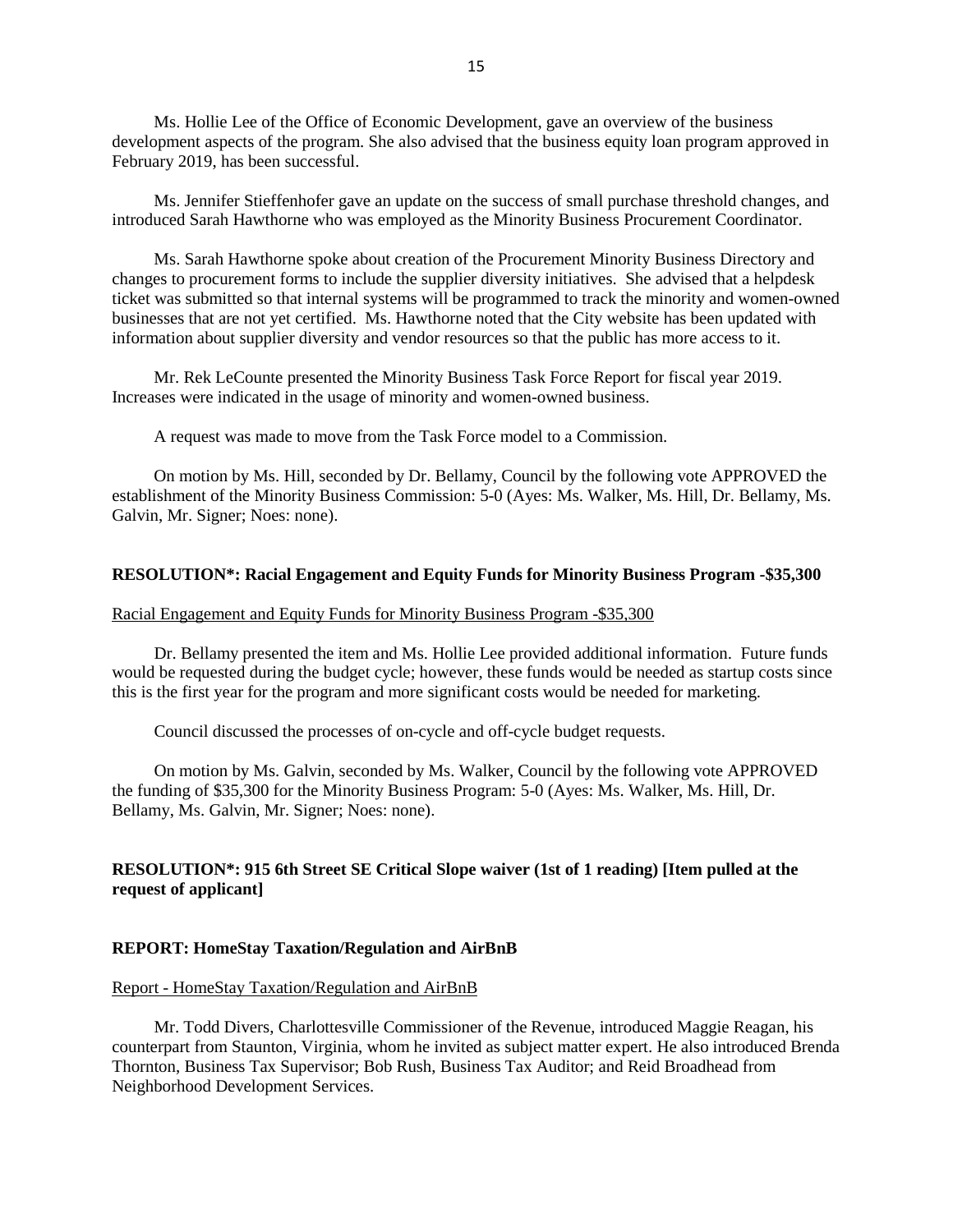Ms. Hollie Lee of the Office of Economic Development, gave an overview of the business development aspects of the program. She also advised that the business equity loan program approved in February 2019, has been successful.

Ms. Jennifer Stieffenhofer gave an update on the success of small purchase threshold changes, and introduced Sarah Hawthorne who was employed as the Minority Business Procurement Coordinator.

Ms. Sarah Hawthorne spoke about creation of the Procurement Minority Business Directory and changes to procurement forms to include the supplier diversity initiatives. She advised that a helpdesk ticket was submitted so that internal systems will be programmed to track the minority and women-owned businesses that are not yet certified. Ms. Hawthorne noted that the City website has been updated with information about supplier diversity and vendor resources so that the public has more access to it.

Mr. Rek LeCounte presented the Minority Business Task Force Report for fiscal year 2019. Increases were indicated in the usage of minority and women-owned business.

A request was made to move from the Task Force model to a Commission.

On motion by Ms. Hill, seconded by Dr. Bellamy, Council by the following vote APPROVED the establishment of the Minority Business Commission: 5-0 (Ayes: Ms. Walker, Ms. Hill, Dr. Bellamy, Ms. Galvin, Mr. Signer; Noes: none).

**RESOLUTION*: Racial Engagement and Equity Funds for Minority Business Program -$35,300**

Racial Engagement and Equity Funds for Minority Business Program -$35,300

Dr. Bellamy presented the item and Ms. Hollie Lee provided additional information. Future funds would be requested during the budget cycle; however, these funds would be needed as startup costs since this is the first year for the program and more significant costs would be needed for marketing.

Council discussed the processes of on-cycle and off-cycle budget requests.

On motion by Ms. Galvin, seconded by Ms. Walker, Council by the following vote APPROVED the funding of $35,300 for the Minority Business Program: 5-0 (Ayes: Ms. Walker, Ms. Hill, Dr. Bellamy, Ms. Galvin, Mr. Signer; Noes: none).

**RESOLUTION*: 915 6th Street SE Critical Slope waiver (1st of 1 reading) [Item pulled at the request of applicant]**

**REPORT: HomeStay Taxation/Regulation and AirBnB**

Report - HomeStay Taxation/Regulation and AirBnB

Mr. Todd Divers, Charlottesville Commissioner of the Revenue, introduced Maggie Reagan, his counterpart from Staunton, Virginia, whom he invited as subject matter expert. He also introduced Brenda Thornton, Business Tax Supervisor; Bob Rush, Business Tax Auditor; and Reid Broadhead from Neighborhood Development Services.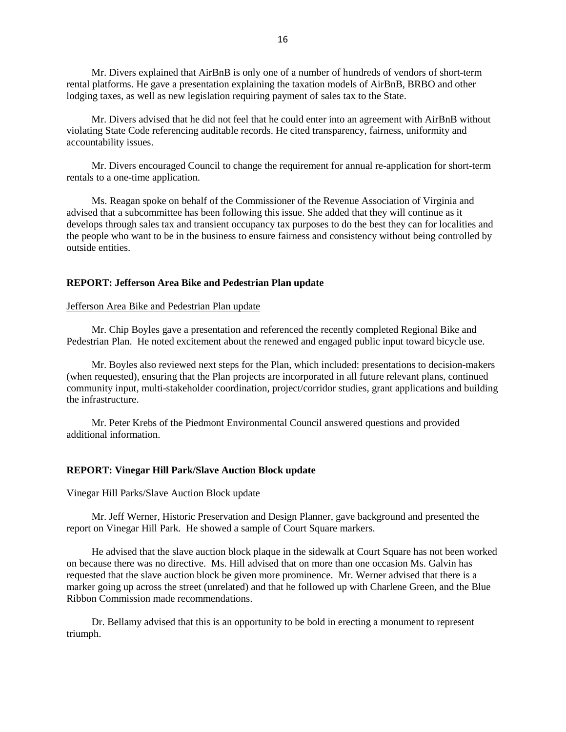Mr. Divers explained that AirBnB is only one of a number of hundreds of vendors of short-term rental platforms. He gave a presentation explaining the taxation models of AirBnB, BRBO and other lodging taxes, as well as new legislation requiring payment of sales tax to the State.

Mr. Divers advised that he did not feel that he could enter into an agreement with AirBnB without violating State Code referencing auditable records. He cited transparency, fairness, uniformity and accountability issues.

Mr. Divers encouraged Council to change the requirement for annual re-application for short-term rentals to a one-time application.

Ms. Reagan spoke on behalf of the Commissioner of the Revenue Association of Virginia and advised that a subcommittee has been following this issue. She added that they will continue as it develops through sales tax and transient occupancy tax purposes to do the best they can for localities and the people who want to be in the business to ensure fairness and consistency without being controlled by outside entities.

**REPORT: Jefferson Area Bike and Pedestrian Plan update**

Jefferson Area Bike and Pedestrian Plan update

Mr. Chip Boyles gave a presentation and referenced the recently completed Regional Bike and Pedestrian Plan. He noted excitement about the renewed and engaged public input toward bicycle use.

Mr. Boyles also reviewed next steps for the Plan, which included: presentations to decision-makers (when requested), ensuring that the Plan projects are incorporated in all future relevant plans, continued community input, multi-stakeholder coordination, project/corridor studies, grant applications and building the infrastructure.

Mr. Peter Krebs of the Piedmont Environmental Council answered questions and provided additional information.

**REPORT: Vinegar Hill Park/Slave Auction Block update**

Vinegar Hill Parks/Slave Auction Block update

Mr. Jeff Werner, Historic Preservation and Design Planner, gave background and presented the report on Vinegar Hill Park. He showed a sample of Court Square markers.

He advised that the slave auction block plaque in the sidewalk at Court Square has not been worked on because there was no directive. Ms. Hill advised that on more than one occasion Ms. Galvin has requested that the slave auction block be given more prominence. Mr. Werner advised that there is a marker going up across the street (unrelated) and that he followed up with Charlene Green, and the Blue Ribbon Commission made recommendations.

Dr. Bellamy advised that this is an opportunity to be bold in erecting a monument to represent triumph.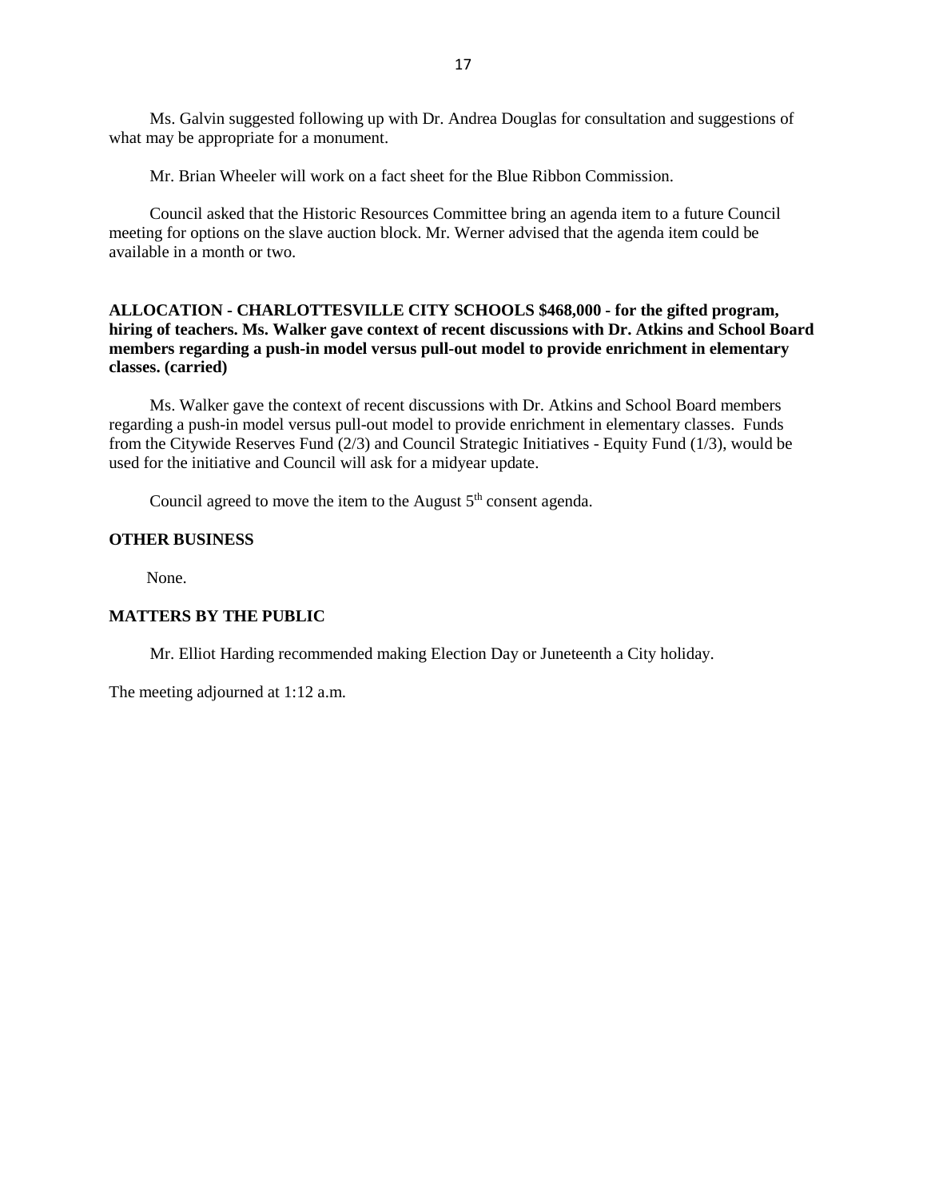Ms. Galvin suggested following up with Dr. Andrea Douglas for consultation and suggestions of what may be appropriate for a monument.

Mr. Brian Wheeler will work on a fact sheet for the Blue Ribbon Commission.

Council asked that the Historic Resources Committee bring an agenda item to a future Council meeting for options on the slave auction block. Mr. Werner advised that the agenda item could be available in a month or two.

**ALLOCATION - CHARLOTTESVILLE CITY SCHOOLS $468,000 - for the gifted program, hiring of teachers. Ms. Walker gave context of recent discussions with Dr. Atkins and School Board members regarding a push-in model versus pull-out model to provide enrichment in elementary classes. (carried)**

Ms. Walker gave the context of recent discussions with Dr. Atkins and School Board members regarding a push-in model versus pull-out model to provide enrichment in elementary classes. Funds from the Citywide Reserves Fund (2/3) and Council Strategic Initiatives - Equity Fund (1/3), would be used for the initiative and Council will ask for a midyear update.

Council agreed to move the item to the August 5th consent agenda.

**OTHER BUSINESS**

None.

**MATTERS BY THE PUBLIC**

Mr. Elliot Harding recommended making Election Day or Juneteenth a City holiday.

The meeting adjourned at 1:12 a.m.